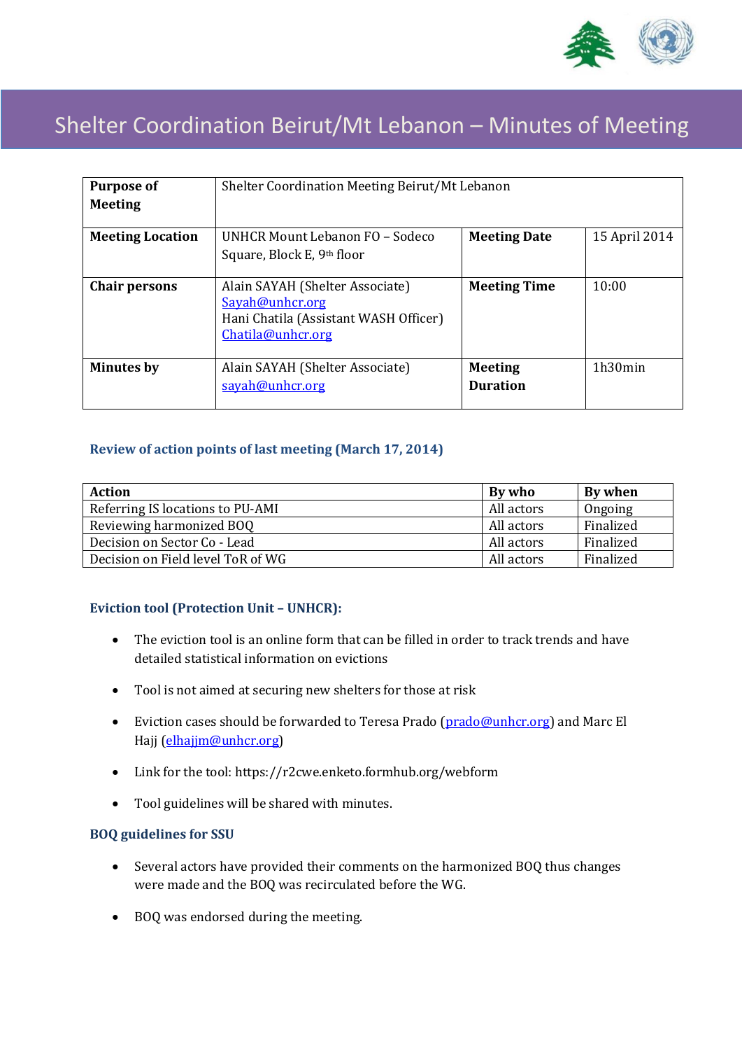# Shelter Coordination Beirut/Mt Lebanon – Minutes of Meeting

| **Purpose of Meeting** | Shelter Coordination Meeting Beirut/Mt Lebanon | | |
|---|---|---|---|
| **Meeting Location** | UNHCR Mount Lebanon FO – Sodeco Square, Block E, 9th floor | **Meeting Date** | 15 April 2014 |
| **Chair persons** | Alain SAYAH (Shelter Associate) Sayah@unhcr.org Hani Chatila (Assistant WASH Officer) Chatila@unhcr.org | **Meeting Time** | 10:00 |
| **Minutes by** | Alain SAYAH (Shelter Associate) sayah@unhcr.org | **Meeting Duration** | 1h30min |

### Review of action points of last meeting (March 17, 2014)

| **Action** | **By who** | **By when** |
|---|---|---|
| Referring IS locations to PU-AMI | All actors | Ongoing |
| Reviewing harmonized BOQ | All actors | Finalized |
| Decision on Sector Co - Lead | All actors | Finalized |
| Decision on Field level ToR of WG | All actors | Finalized |

### Eviction tool (Protection Unit – UNHCR):

- The eviction tool is an online form that can be filled in order to track trends and have detailed statistical information on evictions
- Tool is not aimed at securing new shelters for those at risk
- Eviction cases should be forwarded to Teresa Prado (prado@unhcr.org) and Marc El Hajj (elhajjm@unhcr.org)
- Link for the tool: https://r2cwe.enketo.formhub.org/webform
- Tool guidelines will be shared with minutes.

### BOQ guidelines for SSU

- Several actors have provided their comments on the harmonized BOQ thus changes were made and the BOQ was recirculated before the WG.
- BOQ was endorsed during the meeting.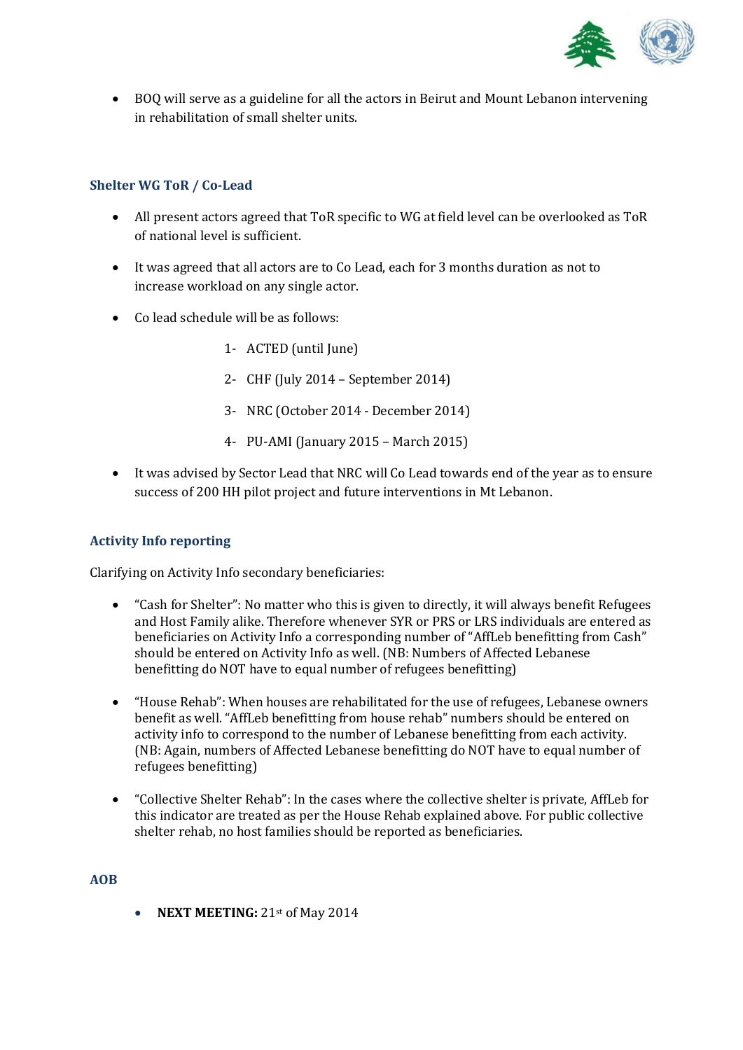- BOQ will serve as a guideline for all the actors in Beirut and Mount Lebanon intervening in rehabilitation of small shelter units.

### Shelter WG ToR / Co-Lead

- All present actors agreed that ToR specific to WG at field level can be overlooked as ToR of national level is sufficient.
- It was agreed that all actors are to Co Lead, each for 3 months duration as not to increase workload on any single actor.
- Co lead schedule will be as follows:
  1. ACTED (until June)
  2. CHF (July 2014 – September 2014)
  3. NRC (October 2014 - December 2014)
  4. PU-AMI (January 2015 – March 2015)
- It was advised by Sector Lead that NRC will Co Lead towards end of the year as to ensure success of 200 HH pilot project and future interventions in Mt Lebanon.

### Activity Info reporting

Clarifying on Activity Info secondary beneficiaries:

- "Cash for Shelter": No matter who this is given to directly, it will always benefit Refugees and Host Family alike. Therefore whenever SYR or PRS or LRS individuals are entered as beneficiaries on Activity Info a corresponding number of "AffLeb benefitting from Cash" should be entered on Activity Info as well. (NB: Numbers of Affected Lebanese benefitting do NOT have to equal number of refugees benefitting)
- "House Rehab": When houses are rehabilitated for the use of refugees, Lebanese owners benefit as well. "AffLeb benefitting from house rehab" numbers should be entered on activity info to correspond to the number of Lebanese benefitting from each activity. (NB: Again, numbers of Affected Lebanese benefitting do NOT have to equal number of refugees benefitting)
- "Collective Shelter Rehab": In the cases where the collective shelter is private, AffLeb for this indicator are treated as per the House Rehab explained above. For public collective shelter rehab, no host families should be reported as beneficiaries.

### AOB

- **NEXT MEETING:** 21st of May 2014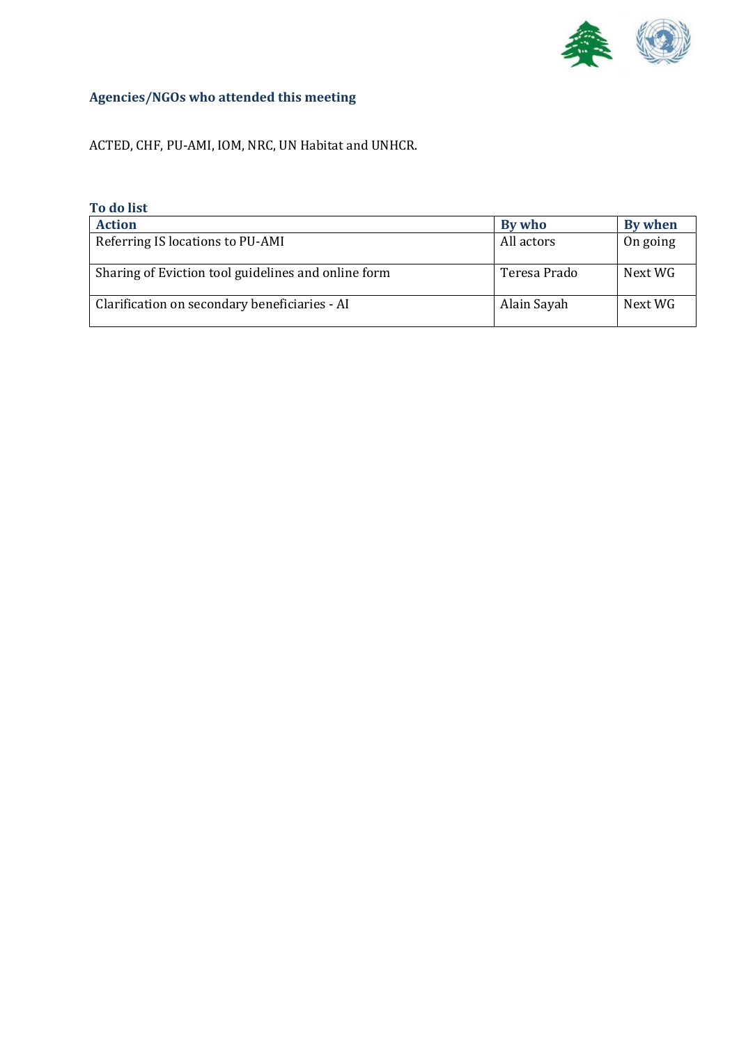## Agencies/NGOs who attended this meeting

ACTED, CHF, PU-AMI, IOM, NRC, UN Habitat and UNHCR.

## To do list

| Action | By who | By when |
|---|---|---|
| Referring IS locations to PU-AMI | All actors | On going |
| Sharing of Eviction tool guidelines and online form | Teresa Prado | Next WG |
| Clarification on secondary beneficiaries - AI | Alain Sayah | Next WG |